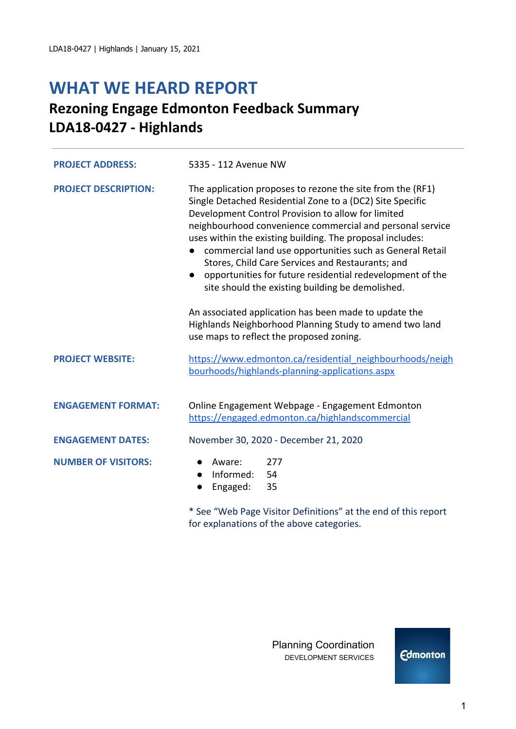# WHAT WE HEARD REPORT

## Rezoning Engage Edmonton Feedback Summary
## LDA18-0427 - Highlands

| | |
|---|---|
| **PROJECT ADDRESS:** | 5335 - 112 Avenue NW |
| **PROJECT DESCRIPTION:** | The application proposes to rezone the site from the (RF1) Single Detached Residential Zone to a (DC2) Site Specific Development Control Provision to allow for limited neighbourhood convenience commercial and personal service uses within the existing building. The proposal includes:<br>● commercial land use opportunities such as General Retail Stores, Child Care Services and Restaurants; and<br>● opportunities for future residential redevelopment of the site should the existing building be demolished.<br><br>An associated application has been made to update the Highlands Neighborhood Planning Study to amend two land use maps to reflect the proposed zoning. |
| **PROJECT WEBSITE:** | https://www.edmonton.ca/residential_neighbourhoods/neighbourhoods/highlands-planning-applications.aspx |
| **ENGAGEMENT FORMAT:** | Online Engagement Webpage - Engagement Edmonton<br>https://engaged.edmonton.ca/highlandscommercial |
| **ENGAGEMENT DATES:** | November 30, 2020 - December 21, 2020 |
| **NUMBER OF VISITORS:** | ● Aware: 277<br>● Informed: 54<br>● Engaged: 35<br><br>* See "Web Page Visitor Definitions" at the end of this report for explanations of the above categories. |

Planning Coordination
DEVELOPMENT SERVICES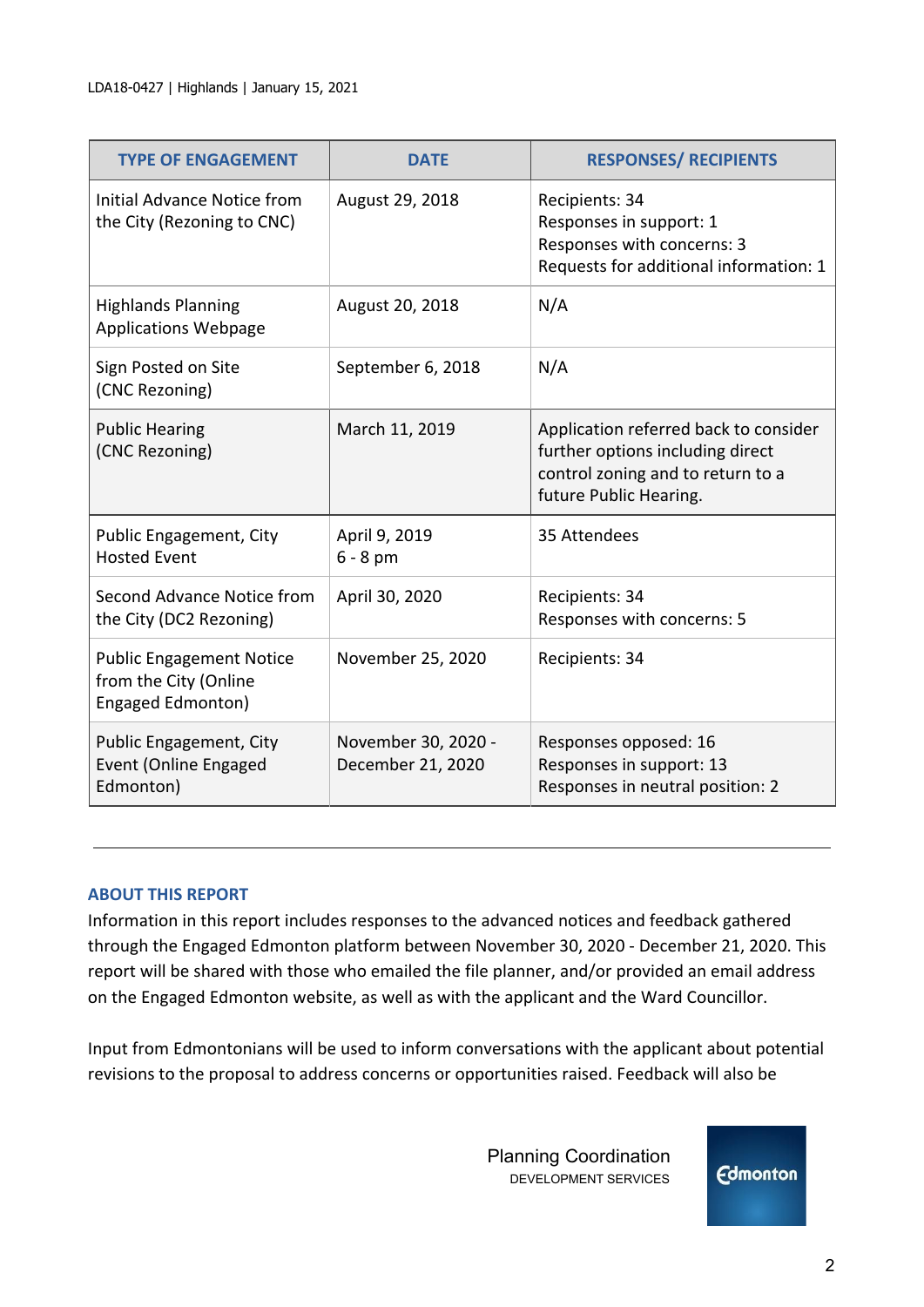| TYPE OF ENGAGEMENT | DATE | RESPONSES/ RECIPIENTS |
|---|---|---|
| Initial Advance Notice from the City (Rezoning to CNC) | August 29, 2018 | Recipients: 34<br>Responses in support: 1<br>Responses with concerns: 3<br>Requests for additional information: 1 |
| Highlands Planning Applications Webpage | August 20, 2018 | N/A |
| Sign Posted on Site (CNC Rezoning) | September 6, 2018 | N/A |
| Public Hearing (CNC Rezoning) | March 11, 2019 | Application referred back to consider further options including direct control zoning and to return to a future Public Hearing. |
| Public Engagement, City Hosted Event | April 9, 2019<br>6 - 8 pm | 35 Attendees |
| Second Advance Notice from the City (DC2 Rezoning) | April 30, 2020 | Recipients: 34<br>Responses with concerns: 5 |
| Public Engagement Notice from the City (Online Engaged Edmonton) | November 25, 2020 | Recipients: 34 |
| Public Engagement, City Event (Online Engaged Edmonton) | November 30, 2020 - December 21, 2020 | Responses opposed: 16<br>Responses in support: 13<br>Responses in neutral position: 2 |

## ABOUT THIS REPORT

Information in this report includes responses to the advanced notices and feedback gathered through the Engaged Edmonton platform between November 30, 2020 - December 21, 2020. This report will be shared with those who emailed the file planner, and/or provided an email address on the Engaged Edmonton website, as well as with the applicant and the Ward Councillor.

Input from Edmontonians will be used to inform conversations with the applicant about potential revisions to the proposal to address concerns or opportunities raised. Feedback will also be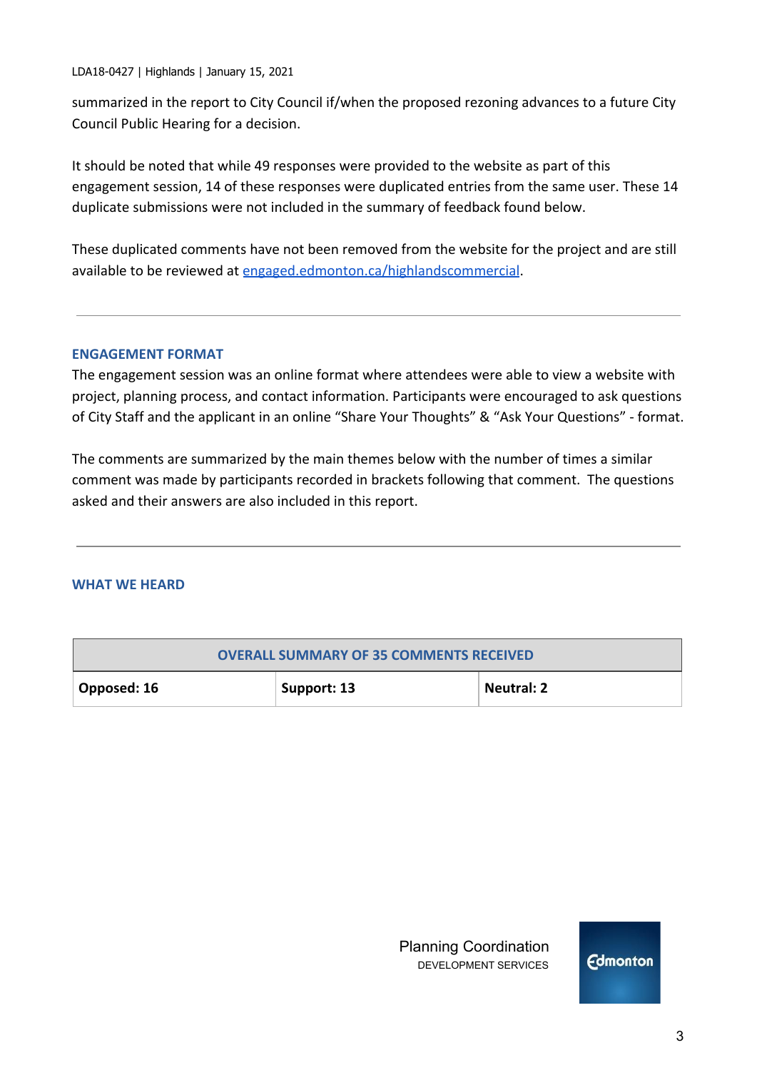summarized in the report to City Council if/when the proposed rezoning advances to a future City Council Public Hearing for a decision.

It should be noted that while 49 responses were provided to the website as part of this engagement session, 14 of these responses were duplicated entries from the same user. These 14 duplicate submissions were not included in the summary of feedback found below.

These duplicated comments have not been removed from the website for the project and are still available to be reviewed at [engaged.edmonton.ca/highlandscommercial](engaged.edmonton.ca/highlandscommercial).

---

## ENGAGEMENT FORMAT

The engagement session was an online format where attendees were able to view a website with project, planning process, and contact information. Participants were encouraged to ask questions of City Staff and the applicant in an online "Share Your Thoughts" & "Ask Your Questions" - format.

The comments are summarized by the main themes below with the number of times a similar comment was made by participants recorded in brackets following that comment. The questions asked and their answers are also included in this report.

---

## WHAT WE HEARD

| OVERALL SUMMARY OF 35 COMMENTS RECEIVED | | |
|---|---|---|
| **Opposed: 16** | **Support: 13** | **Neutral: 2** |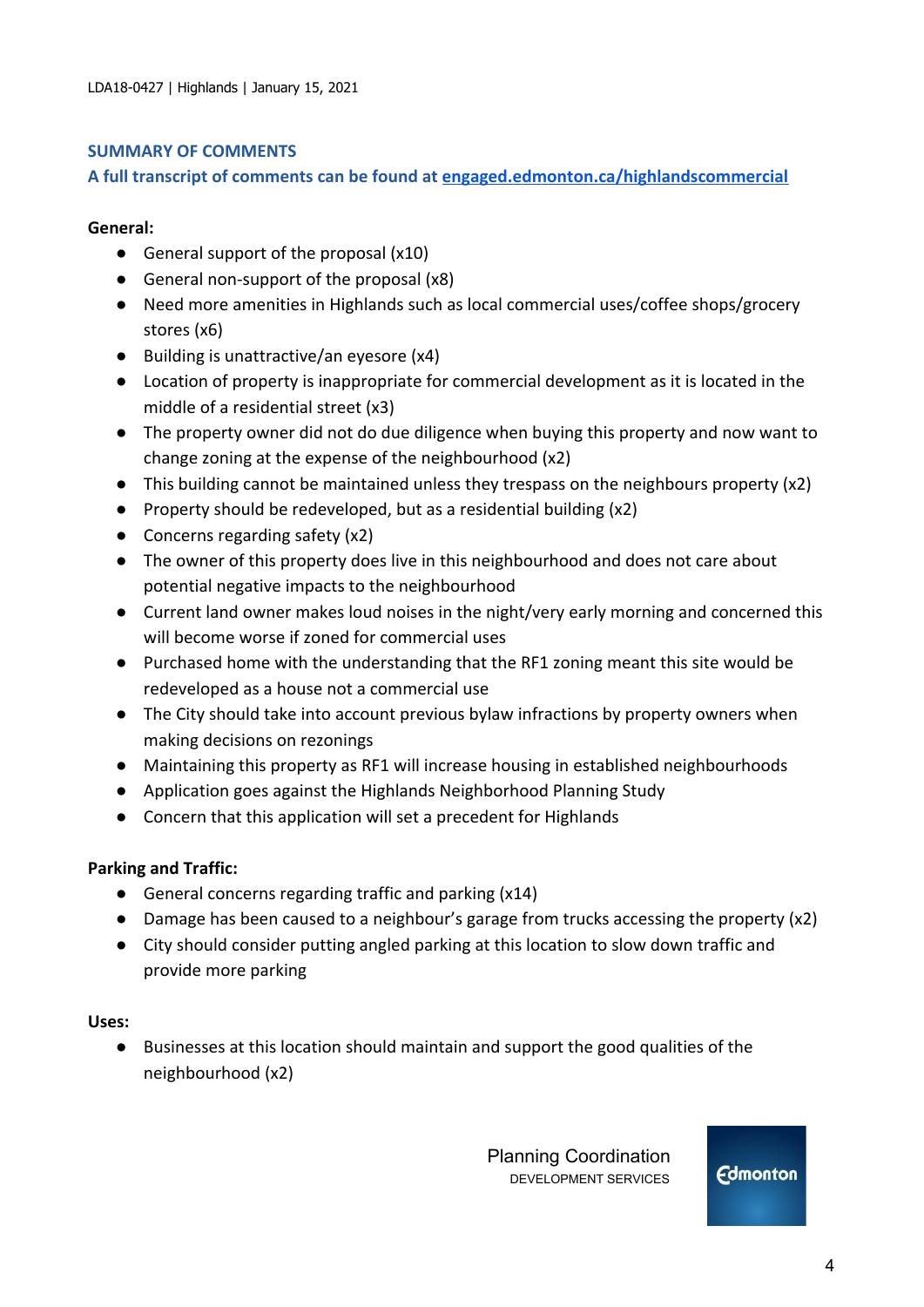## SUMMARY OF COMMENTS

**A full transcript of comments can be found at [engaged.edmonton.ca/highlandscommercial](engaged.edmonton.ca/highlandscommercial)**

**General:**

- General support of the proposal (x10)
- General non-support of the proposal (x8)
- Need more amenities in Highlands such as local commercial uses/coffee shops/grocery stores (x6)
- Building is unattractive/an eyesore (x4)
- Location of property is inappropriate for commercial development as it is located in the middle of a residential street (x3)
- The property owner did not do due diligence when buying this property and now want to change zoning at the expense of the neighbourhood (x2)
- This building cannot be maintained unless they trespass on the neighbours property (x2)
- Property should be redeveloped, but as a residential building (x2)
- Concerns regarding safety (x2)
- The owner of this property does live in this neighbourhood and does not care about potential negative impacts to the neighbourhood
- Current land owner makes loud noises in the night/very early morning and concerned this will become worse if zoned for commercial uses
- Purchased home with the understanding that the RF1 zoning meant this site would be redeveloped as a house not a commercial use
- The City should take into account previous bylaw infractions by property owners when making decisions on rezonings
- Maintaining this property as RF1 will increase housing in established neighbourhoods
- Application goes against the Highlands Neighborhood Planning Study
- Concern that this application will set a precedent for Highlands

**Parking and Traffic:**

- General concerns regarding traffic and parking (x14)
- Damage has been caused to a neighbour's garage from trucks accessing the property (x2)
- City should consider putting angled parking at this location to slow down traffic and provide more parking

**Uses:**

- Businesses at this location should maintain and support the good qualities of the neighbourhood (x2)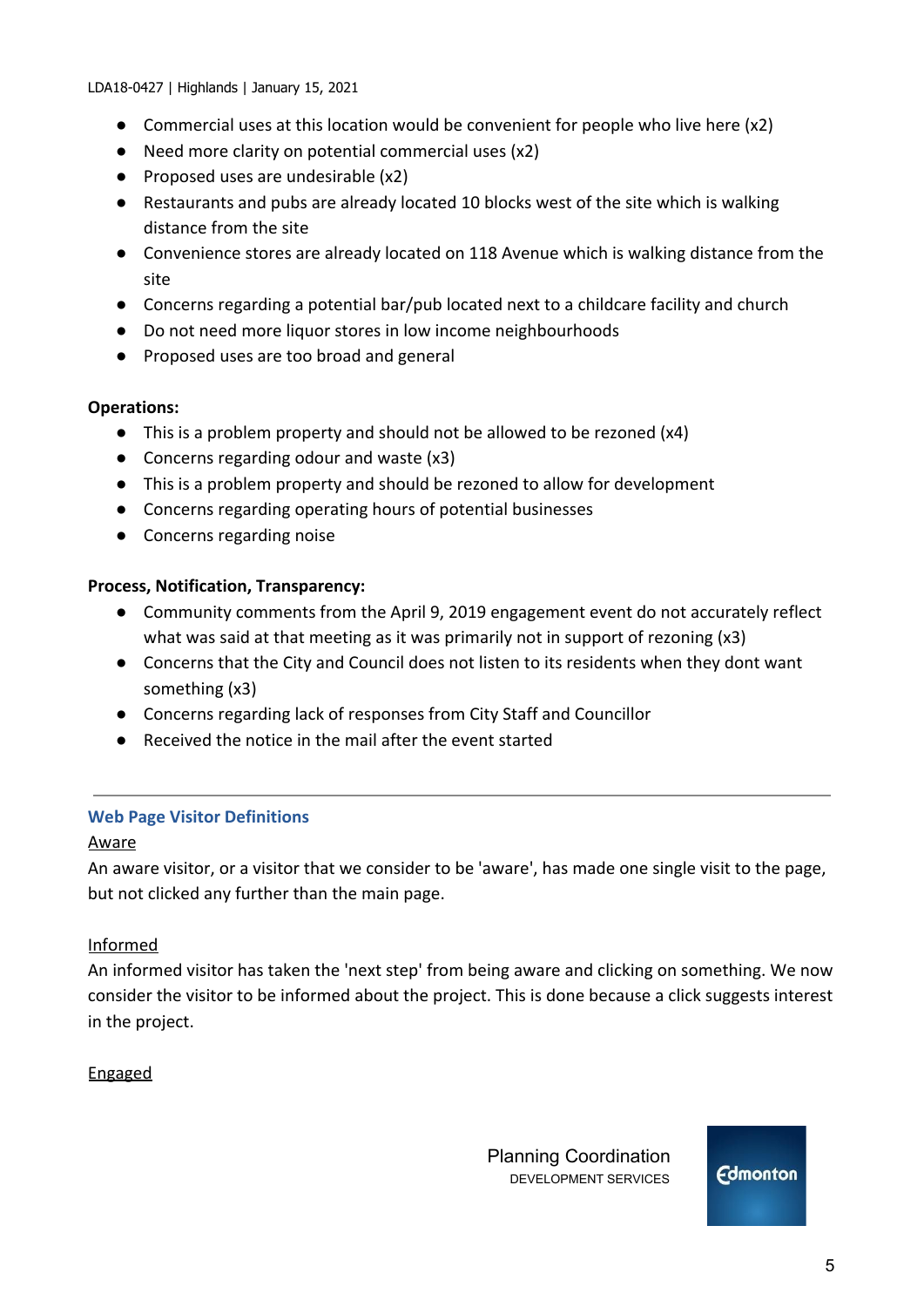- Commercial uses at this location would be convenient for people who live here (x2)
- Need more clarity on potential commercial uses (x2)
- Proposed uses are undesirable (x2)
- Restaurants and pubs are already located 10 blocks west of the site which is walking distance from the site
- Convenience stores are already located on 118 Avenue which is walking distance from the site
- Concerns regarding a potential bar/pub located next to a childcare facility and church
- Do not need more liquor stores in low income neighbourhoods
- Proposed uses are too broad and general

**Operations:**

- This is a problem property and should not be allowed to be rezoned (x4)
- Concerns regarding odour and waste (x3)
- This is a problem property and should be rezoned to allow for development
- Concerns regarding operating hours of potential businesses
- Concerns regarding noise

**Process, Notification, Transparency:**

- Community comments from the April 9, 2019 engagement event do not accurately reflect what was said at that meeting as it was primarily not in support of rezoning (x3)
- Concerns that the City and Council does not listen to its residents when they dont want something (x3)
- Concerns regarding lack of responses from City Staff and Councillor
- Received the notice in the mail after the event started

---

## Web Page Visitor Definitions

Aware

An aware visitor, or a visitor that we consider to be 'aware', has made one single visit to the page, but not clicked any further than the main page.

Informed

An informed visitor has taken the 'next step' from being aware and clicking on something. We now consider the visitor to be informed about the project. This is done because a click suggests interest in the project.

Engaged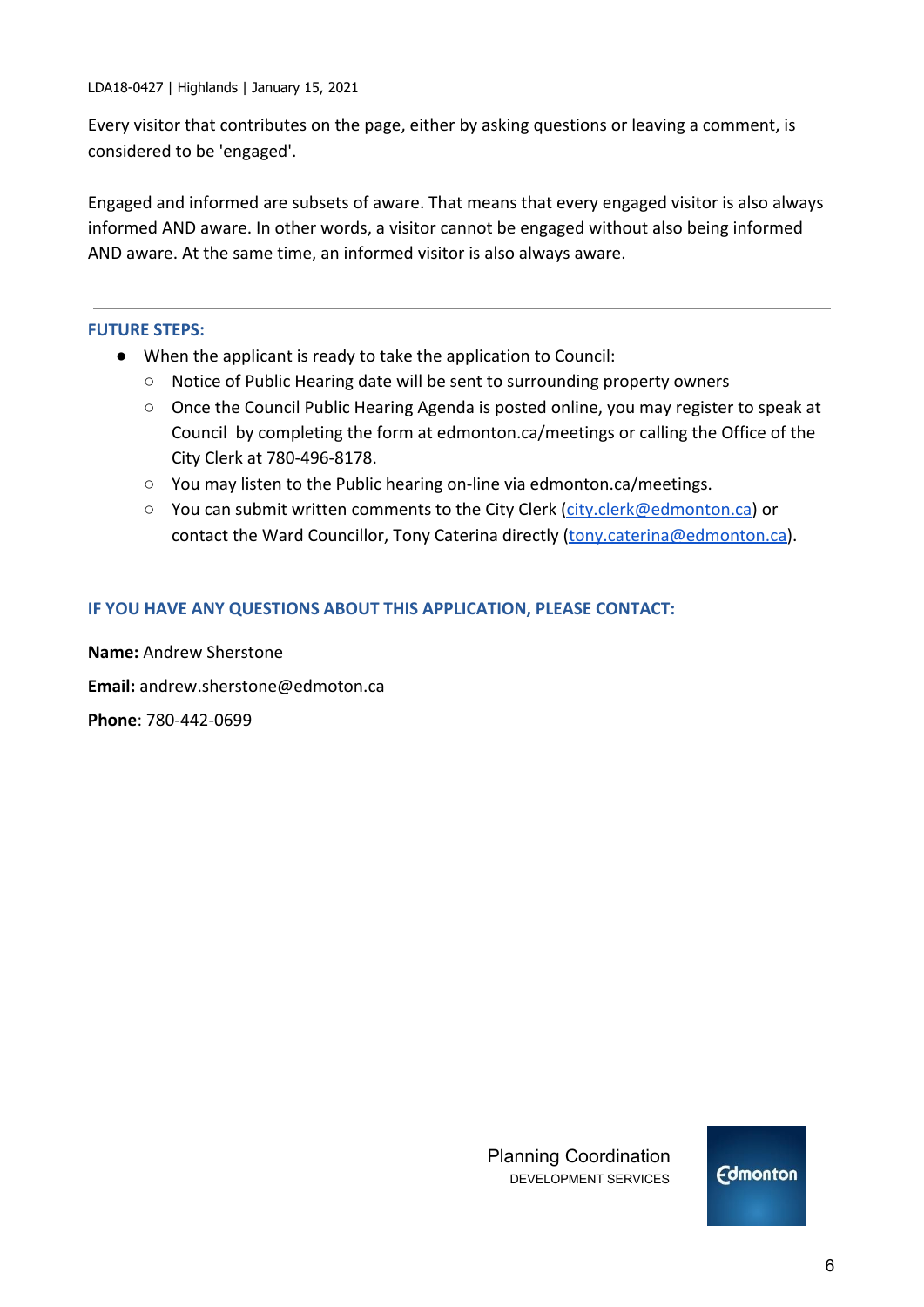Every visitor that contributes on the page, either by asking questions or leaving a comment, is considered to be 'engaged'.

Engaged and informed are subsets of aware. That means that every engaged visitor is also always informed AND aware. In other words, a visitor cannot be engaged without also being informed AND aware. At the same time, an informed visitor is also always aware.

---

## FUTURE STEPS:

- When the applicant is ready to take the application to Council:
  - Notice of Public Hearing date will be sent to surrounding property owners
  - Once the Council Public Hearing Agenda is posted online, you may register to speak at Council by completing the form at edmonton.ca/meetings or calling the Office of the City Clerk at 780-496-8178.
  - You may listen to the Public hearing on-line via edmonton.ca/meetings.
  - You can submit written comments to the City Clerk (city.clerk@edmonton.ca) or contact the Ward Councillor, Tony Caterina directly (tony.caterina@edmonton.ca).

---

## IF YOU HAVE ANY QUESTIONS ABOUT THIS APPLICATION, PLEASE CONTACT:

**Name:** Andrew Sherstone

**Email:** andrew.sherstone@edmoton.ca

**Phone**: 780-442-0699